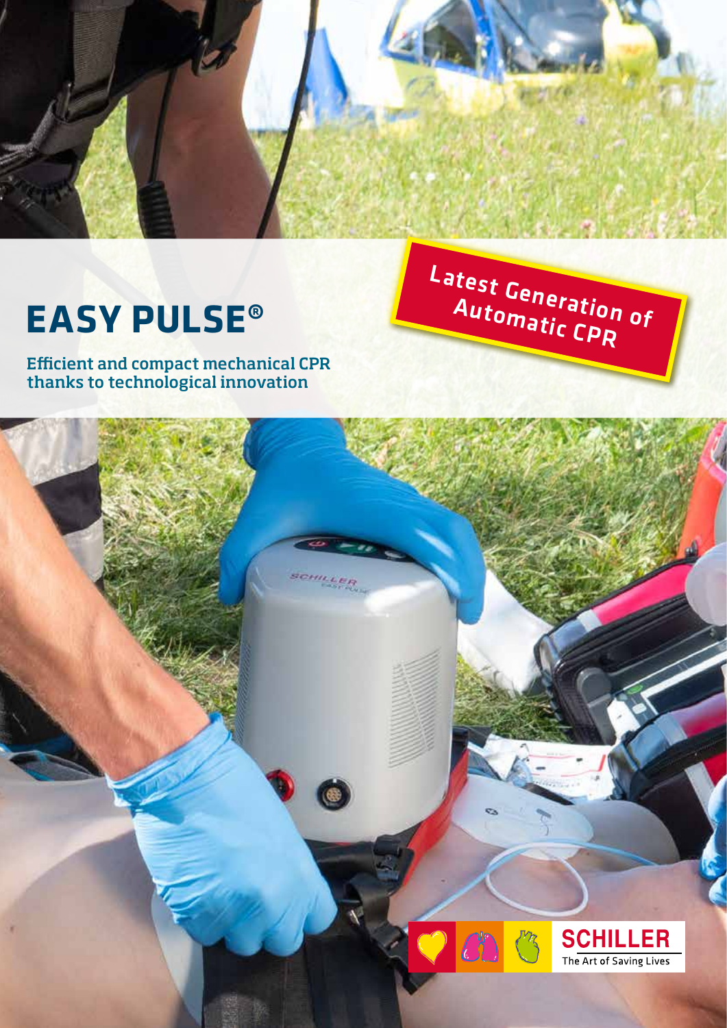# EASY PULSE®

Efficient and compact mechanical CPR thanks to technological innovation

Latest Generation of Automatic CPR

SCHILLER
The Art of Saving Lives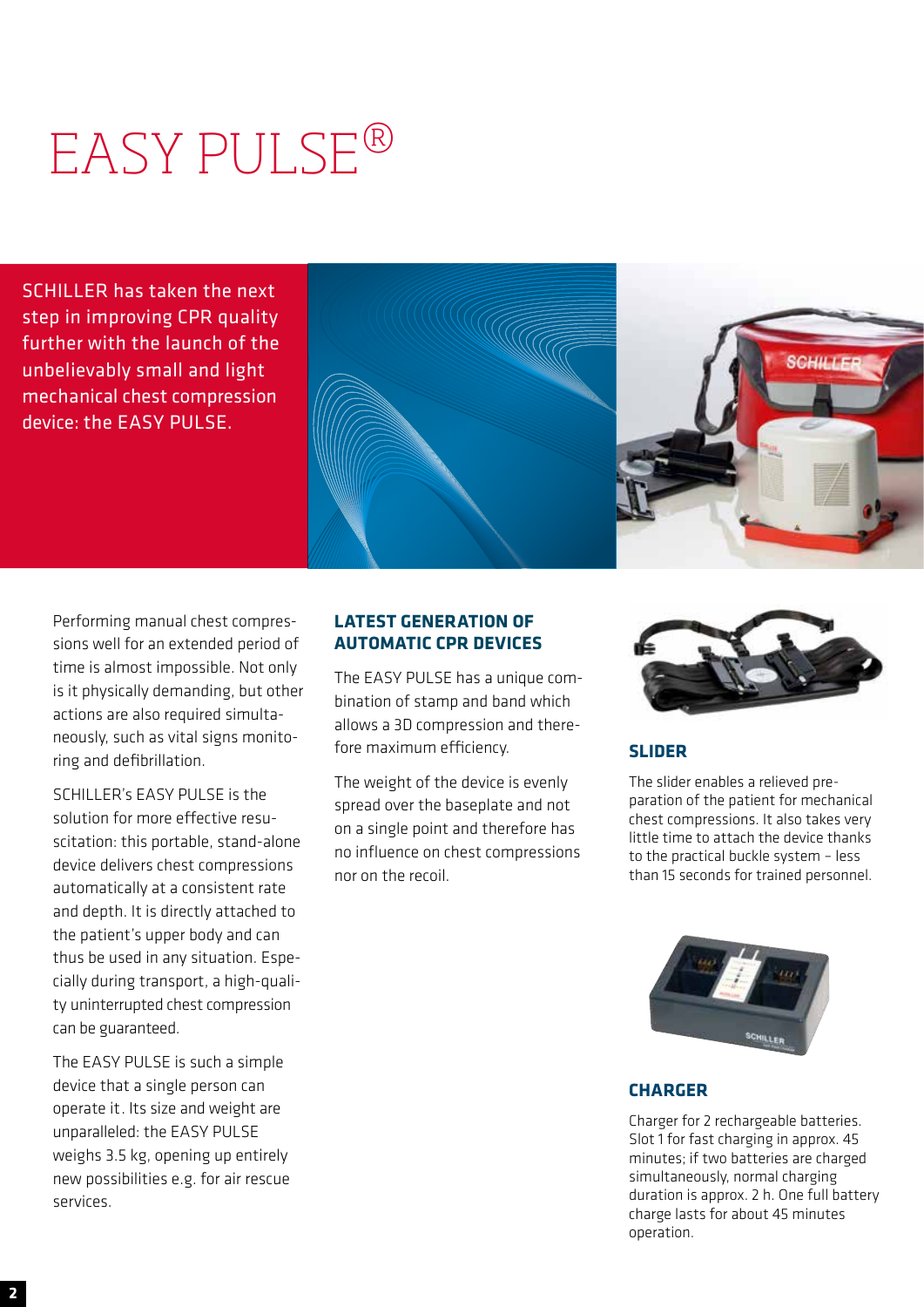# EASY PULSE®

SCHILLER has taken the next step in improving CPR quality further with the launch of the unbelievably small and light mechanical chest compression device: the EASY PULSE.

Performing manual chest compressions well for an extended period of time is almost impossible. Not only is it physically demanding, but other actions are also required simultaneously, such as vital signs monitoring and defibrillation.

SCHILLER's EASY PULSE is the solution for more effective resuscitation: this portable, stand-alone device delivers chest compressions automatically at a consistent rate and depth. It is directly attached to the patient's upper body and can thus be used in any situation. Especially during transport, a high-quality uninterrupted chest compression can be guaranteed.

The EASY PULSE is such a simple device that a single person can operate it. Its size and weight are unparalleled: the EASY PULSE weighs 3.5 kg, opening up entirely new possibilities e.g. for air rescue services.

## LATEST GENERATION OF AUTOMATIC CPR DEVICES

The EASY PULSE has a unique combination of stamp and band which allows a 3D compression and therefore maximum efficiency.

The weight of the device is evenly spread over the baseplate and not on a single point and therefore has no influence on chest compressions nor on the recoil.

## SLIDER

The slider enables a relieved preparation of the patient for mechanical chest compressions. It also takes very little time to attach the device thanks to the practical buckle system – less than 15 seconds for trained personnel.

## CHARGER

Charger for 2 rechargeable batteries. Slot 1 for fast charging in approx. 45 minutes; if two batteries are charged simultaneously, normal charging duration is approx. 2 h. One full battery charge lasts for about 45 minutes operation.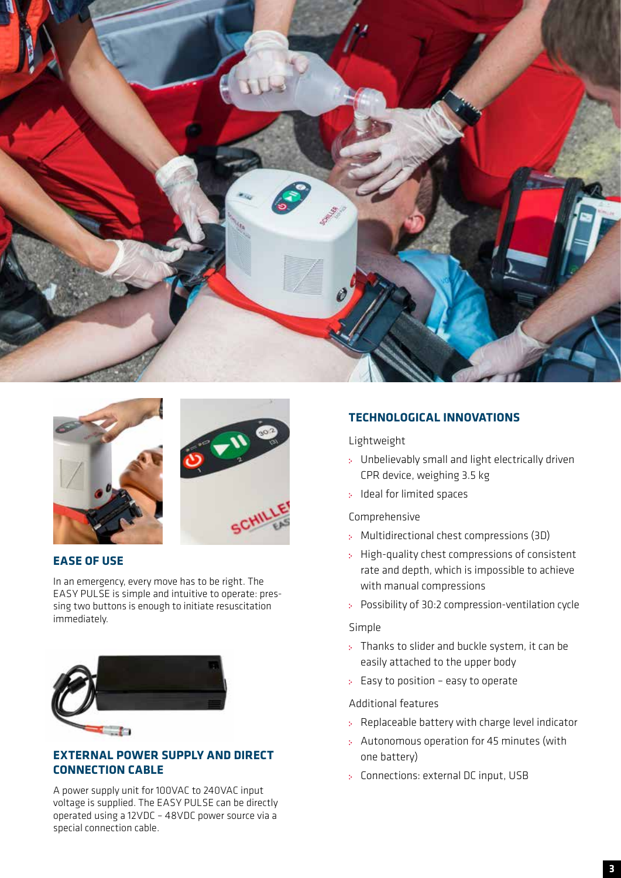## EASE OF USE

In an emergency, every move has to be right. The EASY PULSE is simple and intuitive to operate: pressing two buttons is enough to initiate resuscitation immediately.

## EXTERNAL POWER SUPPLY AND DIRECT CONNECTION CABLE

A power supply unit for 100VAC to 240VAC input voltage is supplied. The EASY PULSE can be directly operated using a 12VDC – 48VDC power source via a special connection cable.

## TECHNOLOGICAL INNOVATIONS

Lightweight

- Unbelievably small and light electrically driven CPR device, weighing 3.5 kg
- Ideal for limited spaces

Comprehensive

- Multidirectional chest compressions (3D)
- High-quality chest compressions of consistent rate and depth, which is impossible to achieve with manual compressions
- Possibility of 30:2 compression-ventilation cycle

Simple

- Thanks to slider and buckle system, it can be easily attached to the upper body
- Easy to position – easy to operate

Additional features

- Replaceable battery with charge level indicator
- Autonomous operation for 45 minutes (with one battery)
- Connections: external DC input, USB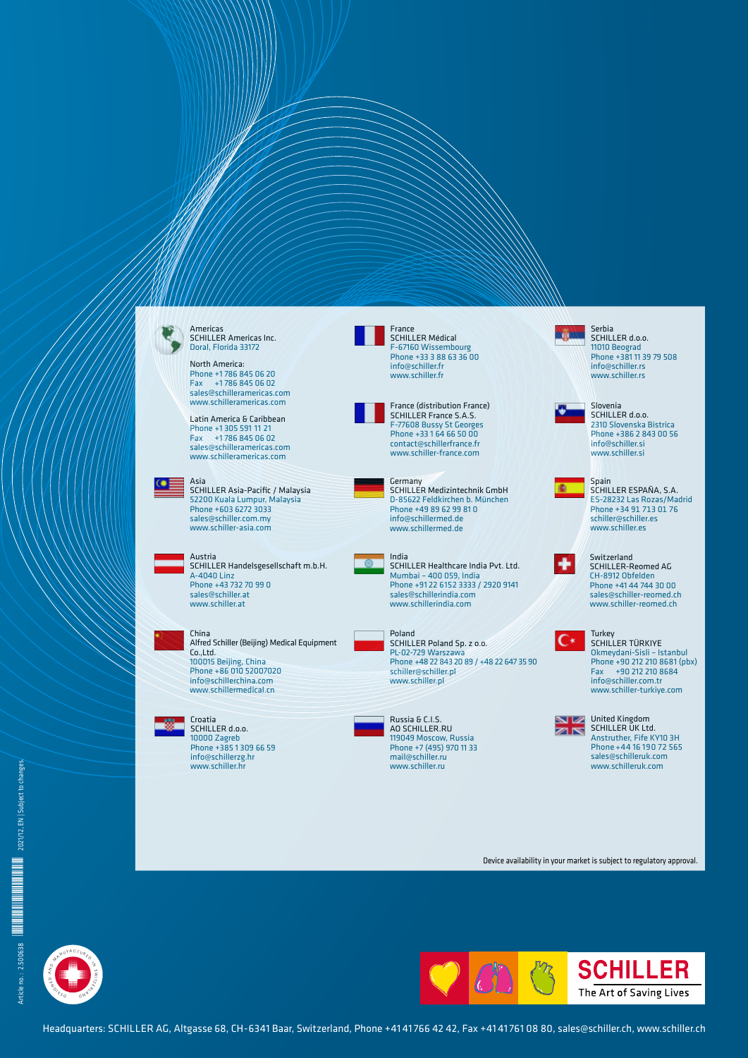**Americas**
SCHILLER Americas Inc.
Doral, Florida 33172

North America:
Phone +1 786 845 06 20
Fax +1 786 845 06 02
sales@schilleramericas.com
www.schilleramericas.com

Latin America & Caribbean
Phone +1 305 591 11 21
Fax +1 786 845 06 02
sales@schilleramericas.com
www.schilleramericas.com

**Asia**
SCHILLER Asia-Pacific / Malaysia
52200 Kuala Lumpur, Malaysia
Phone +603 6272 3033
sales@schiller.com.my
www.schiller-asia.com

**Austria**
SCHILLER Handelsgesellschaft m.b.H.
A-4040 Linz
Phone +43 732 70 99 0
sales@schiller.at
www.schiller.at

**China**
Alfred Schiller (Beijing) Medical Equipment Co.,Ltd.
100015 Beijing, China
Phone +86 010 52007020
info@schillerchina.com
www.schillermedical.cn

**Croatia**
SCHILLER d.o.o.
10000 Zagreb
Phone +385 1 309 66 59
info@schillerzg.hr
www.schiller.hr

**France**
SCHILLER Médical
F-67160 Wissembourg
Phone +33 3 88 63 36 00
info@schiller.fr
www.schiller.fr

**France (distribution France)**
SCHILLER France S.A.S.
F-77608 Bussy St Georges
Phone +33 1 64 66 50 00
contact@schillerfrance.fr
www.schiller-france.com

**Germany**
SCHILLER Medizintechnik GmbH
D-85622 Feldkirchen b. München
Phone +49 89 62 99 81 0
info@schillermed.de
www.schillermed.de

**India**
SCHILLER Healthcare India Pvt. Ltd.
Mumbai – 400 059, India
Phone +91 22 6152 3333 / 2920 9141
sales@schillerindia.com
www.schillerindia.com

**Poland**
SCHILLER Poland Sp. z o.o.
PL-02-729 Warszawa
Phone +48 22 843 20 89 / +48 22 647 35 90
schiller@schiller.pl
www.schiller.pl

**Russia & C.I.S.**
AO SCHILLER.RU
119049 Moscow, Russia
Phone +7 (495) 970 11 33
mail@schiller.ru
www.schiller.ru

**Serbia**
SCHILLER d.o.o.
11010 Beograd
Phone +381 11 39 79 508
info@schiller.rs
www.schiller.rs

**Slovenia**
SCHILLER d.o.o.
2310 Slovenska Bistrica
Phone +386 2 843 00 56
info@schiller.si
www.schiller.si

**Spain**
SCHILLER ESPAÑA, S.A.
ES-28232 Las Rozas/Madrid
Phone +34 91 713 01 76
schiller@schiller.es
www.schiller.es

**Switzerland**
SCHILLER-Reomed AG
CH-8912 Obfelden
Phone +41 44 744 30 00
sales@schiller-reomed.ch
www.schiller-reomed.ch

**Turkey**
SCHILLER TÜRKIYE
Okmeydani-Sisli – Istanbul
Phone +90 212 210 8681 (pbx)
Fax +90 212 210 8684
info@schiller.com.tr
www.schiller-turkiye.com

**United Kingdom**
SCHILLER UK Ltd.
Anstruther, Fife KY10 3H
Phone +44 16 190 72 565
sales@schilleruk.com
www.schilleruk.com

Device availability in your market is subject to regulatory approval.

Article no.: 2.500638 2021/12, EN | Subject to changes.

Designed and manufactured in Switzerland

SCHILLER
The Art of Saving Lives

Headquarters: SCHILLER AG, Altgasse 68, CH-6341 Baar, Switzerland, Phone +41 41 766 42 42, Fax +41 41 761 08 80, sales@schiller.ch, www.schiller.ch